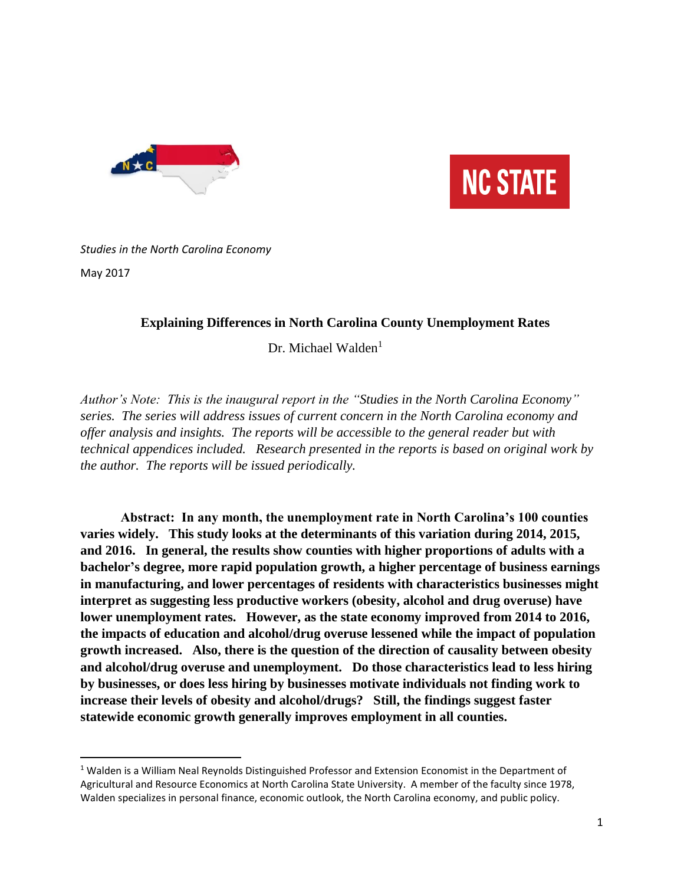*Studies in the North Carolina Economy*

May 2017

# Explaining Differences in North Carolina County Unemployment Rates

Dr. Michael Walden[1]

*Author's Note: This is the inaugural report in the "Studies in the North Carolina Economy" series. The series will address issues of current concern in the North Carolina economy and offer analysis and insights. The reports will be accessible to the general reader but with technical appendices included. Research presented in the reports is based on original work by the author. The reports will be issued periodically.*

**Abstract: In any month, the unemployment rate in North Carolina's 100 counties varies widely. This study looks at the determinants of this variation during 2014, 2015, and 2016. In general, the results show counties with higher proportions of adults with a bachelor's degree, more rapid population growth, a higher percentage of business earnings in manufacturing, and lower percentages of residents with characteristics businesses might interpret as suggesting less productive workers (obesity, alcohol and drug overuse) have lower unemployment rates. However, as the state economy improved from 2014 to 2016, the impacts of education and alcohol/drug overuse lessened while the impact of population growth increased. Also, there is the question of the direction of causality between obesity and alcohol/drug overuse and unemployment. Do those characteristics lead to less hiring by businesses, or does less hiring by businesses motivate individuals not finding work to increase their levels of obesity and alcohol/drugs? Still, the findings suggest faster statewide economic growth generally improves employment in all counties.**

[1] Walden is a William Neal Reynolds Distinguished Professor and Extension Economist in the Department of Agricultural and Resource Economics at North Carolina State University. A member of the faculty since 1978, Walden specializes in personal finance, economic outlook, the North Carolina economy, and public policy.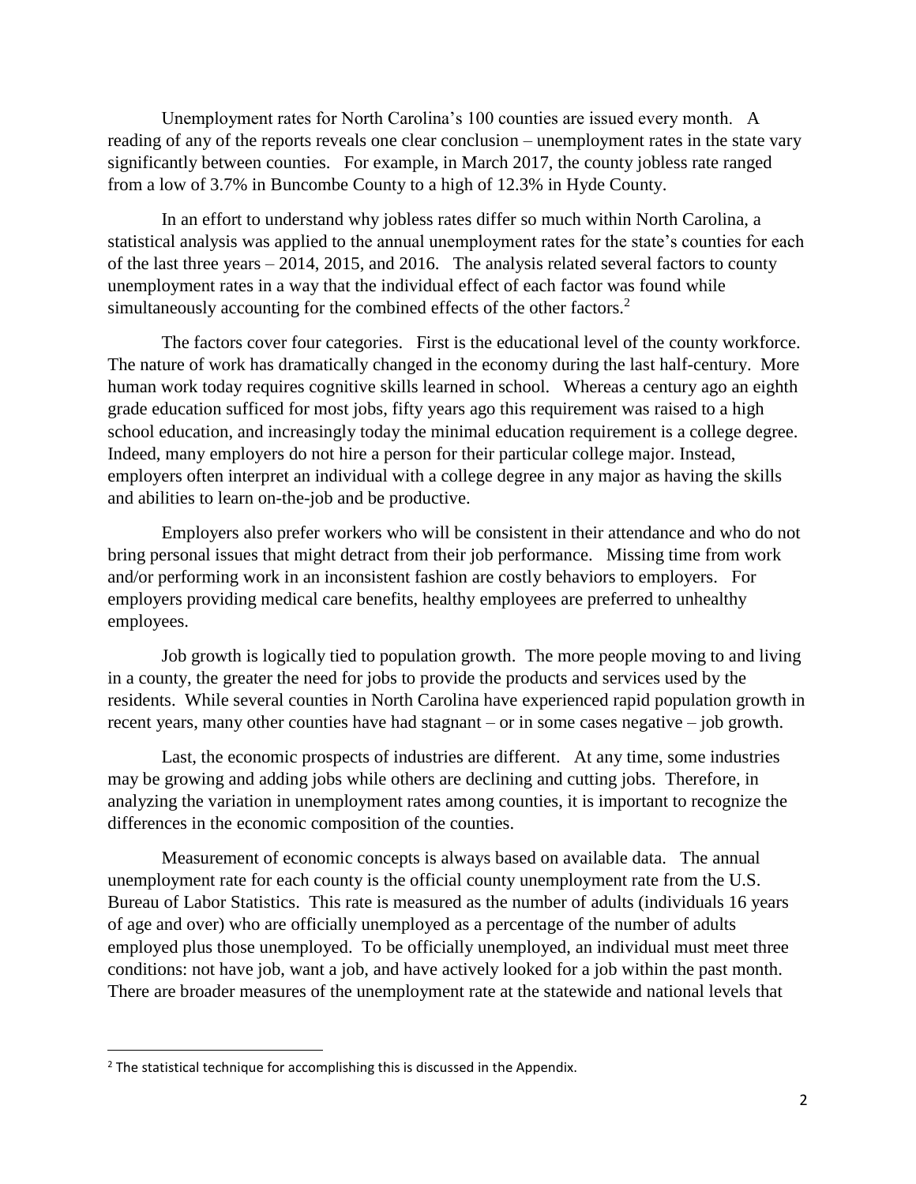Unemployment rates for North Carolina's 100 counties are issued every month. A reading of any of the reports reveals one clear conclusion – unemployment rates in the state vary significantly between counties. For example, in March 2017, the county jobless rate ranged from a low of 3.7% in Buncombe County to a high of 12.3% in Hyde County.

In an effort to understand why jobless rates differ so much within North Carolina, a statistical analysis was applied to the annual unemployment rates for the state's counties for each of the last three years – 2014, 2015, and 2016. The analysis related several factors to county unemployment rates in a way that the individual effect of each factor was found while simultaneously accounting for the combined effects of the other factors.[2]

The factors cover four categories. First is the educational level of the county workforce. The nature of work has dramatically changed in the economy during the last half-century. More human work today requires cognitive skills learned in school. Whereas a century ago an eighth grade education sufficed for most jobs, fifty years ago this requirement was raised to a high school education, and increasingly today the minimal education requirement is a college degree. Indeed, many employers do not hire a person for their particular college major. Instead, employers often interpret an individual with a college degree in any major as having the skills and abilities to learn on-the-job and be productive.

Employers also prefer workers who will be consistent in their attendance and who do not bring personal issues that might detract from their job performance. Missing time from work and/or performing work in an inconsistent fashion are costly behaviors to employers. For employers providing medical care benefits, healthy employees are preferred to unhealthy employees.

Job growth is logically tied to population growth. The more people moving to and living in a county, the greater the need for jobs to provide the products and services used by the residents. While several counties in North Carolina have experienced rapid population growth in recent years, many other counties have had stagnant – or in some cases negative – job growth.

Last, the economic prospects of industries are different. At any time, some industries may be growing and adding jobs while others are declining and cutting jobs. Therefore, in analyzing the variation in unemployment rates among counties, it is important to recognize the differences in the economic composition of the counties.

Measurement of economic concepts is always based on available data. The annual unemployment rate for each county is the official county unemployment rate from the U.S. Bureau of Labor Statistics. This rate is measured as the number of adults (individuals 16 years of age and over) who are officially unemployed as a percentage of the number of adults employed plus those unemployed. To be officially unemployed, an individual must meet three conditions: not have job, want a job, and have actively looked for a job within the past month. There are broader measures of the unemployment rate at the statewide and national levels that

[2] The statistical technique for accomplishing this is discussed in the Appendix.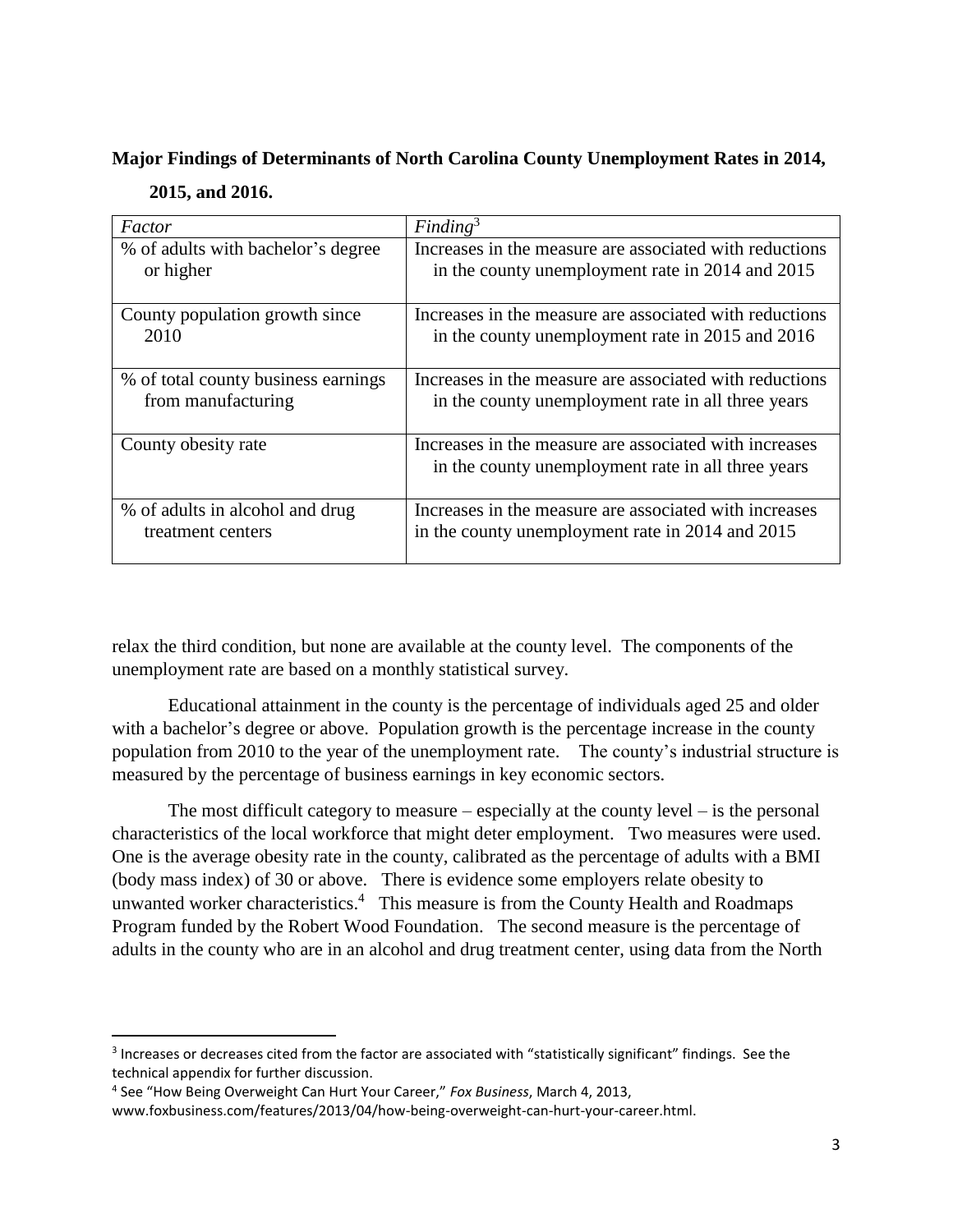**Major Findings of Determinants of North Carolina County Unemployment Rates in 2014, 2015, and 2016.**

| *Factor* | *Finding*[3] |
|---|---|
| % of adults with bachelor's degree or higher | Increases in the measure are associated with reductions in the county unemployment rate in 2014 and 2015 |
| County population growth since 2010 | Increases in the measure are associated with reductions in the county unemployment rate in 2015 and 2016 |
| % of total county business earnings from manufacturing | Increases in the measure are associated with reductions in the county unemployment rate in all three years |
| County obesity rate | Increases in the measure are associated with increases in the county unemployment rate in all three years |
| % of adults in alcohol and drug treatment centers | Increases in the measure are associated with increases in the county unemployment rate in 2014 and 2015 |

relax the third condition, but none are available at the county level. The components of the unemployment rate are based on a monthly statistical survey.

Educational attainment in the county is the percentage of individuals aged 25 and older with a bachelor's degree or above. Population growth is the percentage increase in the county population from 2010 to the year of the unemployment rate. The county's industrial structure is measured by the percentage of business earnings in key economic sectors.

The most difficult category to measure – especially at the county level – is the personal characteristics of the local workforce that might deter employment. Two measures were used. One is the average obesity rate in the county, calibrated as the percentage of adults with a BMI (body mass index) of 30 or above. There is evidence some employers relate obesity to unwanted worker characteristics.[4] This measure is from the County Health and Roadmaps Program funded by the Robert Wood Foundation. The second measure is the percentage of adults in the county who are in an alcohol and drug treatment center, using data from the North

---

[3] Increases or decreases cited from the factor are associated with "statistically significant" findings. See the technical appendix for further discussion.

[4] See "How Being Overweight Can Hurt Your Career," *Fox Business*, March 4, 2013, www.foxbusiness.com/features/2013/04/how-being-overweight-can-hurt-your-career.html.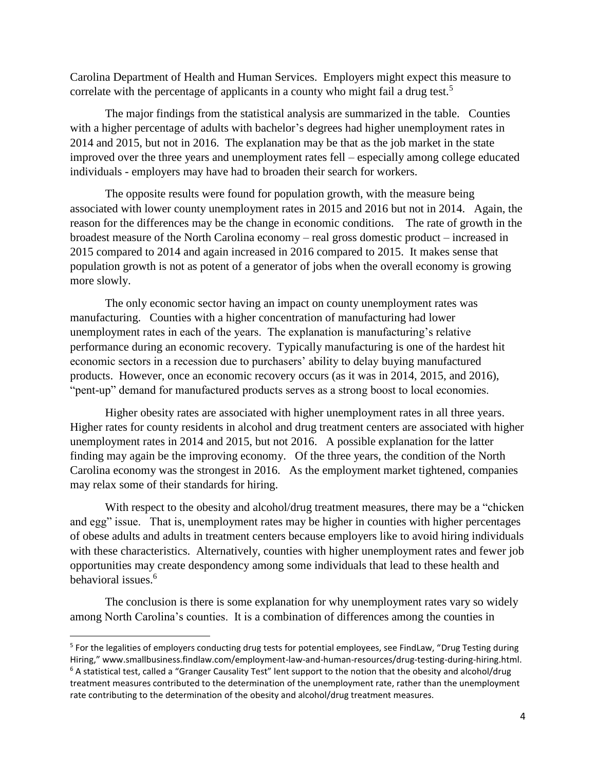Carolina Department of Health and Human Services. Employers might expect this measure to correlate with the percentage of applicants in a county who might fail a drug test.[5]

The major findings from the statistical analysis are summarized in the table. Counties with a higher percentage of adults with bachelor's degrees had higher unemployment rates in 2014 and 2015, but not in 2016. The explanation may be that as the job market in the state improved over the three years and unemployment rates fell – especially among college educated individuals - employers may have had to broaden their search for workers.

The opposite results were found for population growth, with the measure being associated with lower county unemployment rates in 2015 and 2016 but not in 2014. Again, the reason for the differences may be the change in economic conditions. The rate of growth in the broadest measure of the North Carolina economy – real gross domestic product – increased in 2015 compared to 2014 and again increased in 2016 compared to 2015. It makes sense that population growth is not as potent of a generator of jobs when the overall economy is growing more slowly.

The only economic sector having an impact on county unemployment rates was manufacturing. Counties with a higher concentration of manufacturing had lower unemployment rates in each of the years. The explanation is manufacturing's relative performance during an economic recovery. Typically manufacturing is one of the hardest hit economic sectors in a recession due to purchasers' ability to delay buying manufactured products. However, once an economic recovery occurs (as it was in 2014, 2015, and 2016), "pent-up" demand for manufactured products serves as a strong boost to local economies.

Higher obesity rates are associated with higher unemployment rates in all three years. Higher rates for county residents in alcohol and drug treatment centers are associated with higher unemployment rates in 2014 and 2015, but not 2016. A possible explanation for the latter finding may again be the improving economy. Of the three years, the condition of the North Carolina economy was the strongest in 2016. As the employment market tightened, companies may relax some of their standards for hiring.

With respect to the obesity and alcohol/drug treatment measures, there may be a "chicken and egg" issue. That is, unemployment rates may be higher in counties with higher percentages of obese adults and adults in treatment centers because employers like to avoid hiring individuals with these characteristics. Alternatively, counties with higher unemployment rates and fewer job opportunities may create despondency among some individuals that lead to these health and behavioral issues.[6]

The conclusion is there is some explanation for why unemployment rates vary so widely among North Carolina's counties. It is a combination of differences among the counties in

---

[5] For the legalities of employers conducting drug tests for potential employees, see FindLaw, "Drug Testing during Hiring," www.smallbusiness.findlaw.com/employment-law-and-human-resources/drug-testing-during-hiring.html.

[6] A statistical test, called a "Granger Causality Test" lent support to the notion that the obesity and alcohol/drug treatment measures contributed to the determination of the unemployment rate, rather than the unemployment rate contributing to the determination of the obesity and alcohol/drug treatment measures.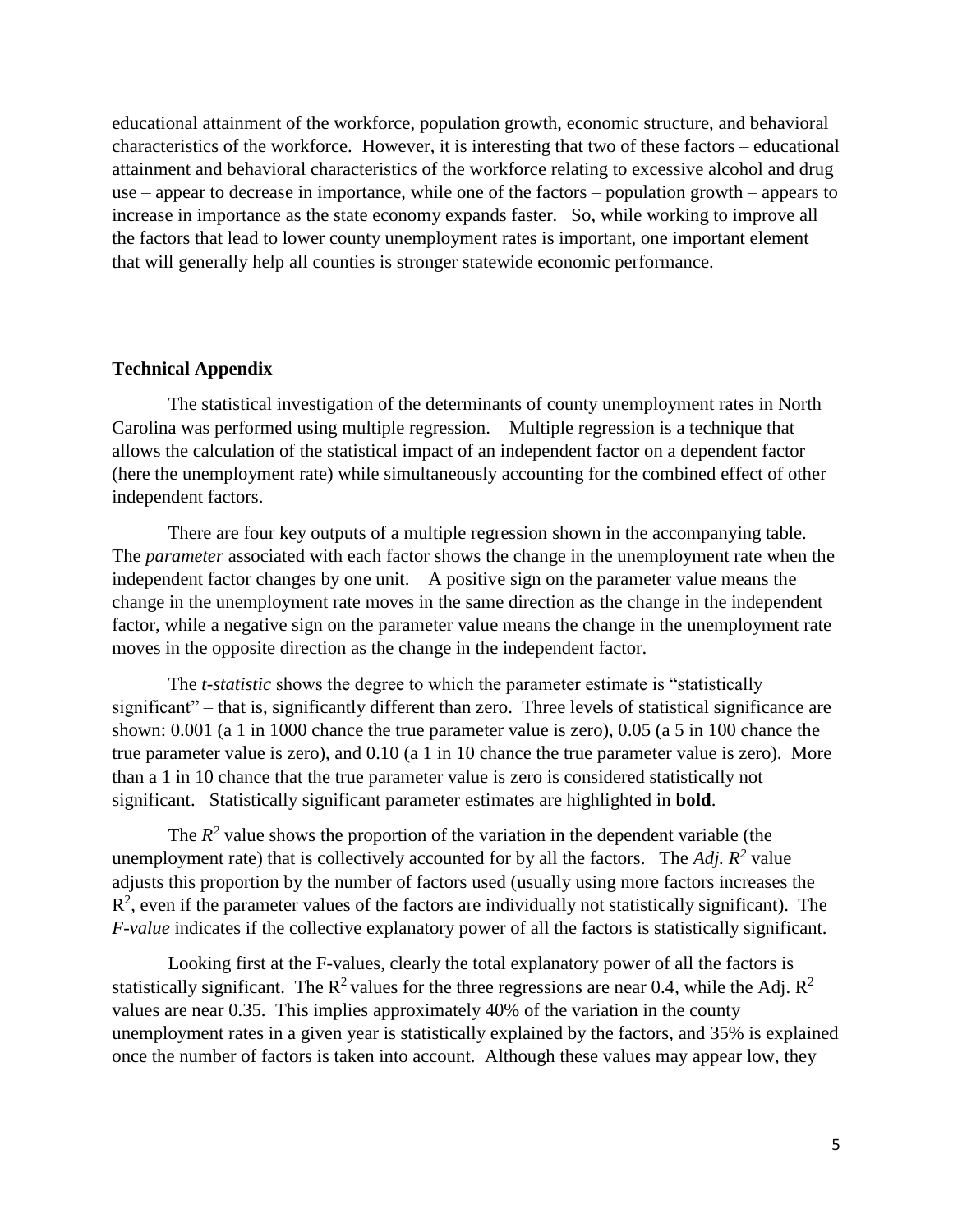educational attainment of the workforce, population growth, economic structure, and behavioral characteristics of the workforce. However, it is interesting that two of these factors – educational attainment and behavioral characteristics of the workforce relating to excessive alcohol and drug use – appear to decrease in importance, while one of the factors – population growth – appears to increase in importance as the state economy expands faster. So, while working to improve all the factors that lead to lower county unemployment rates is important, one important element that will generally help all counties is stronger statewide economic performance.

**Technical Appendix**

The statistical investigation of the determinants of county unemployment rates in North Carolina was performed using multiple regression. Multiple regression is a technique that allows the calculation of the statistical impact of an independent factor on a dependent factor (here the unemployment rate) while simultaneously accounting for the combined effect of other independent factors.

There are four key outputs of a multiple regression shown in the accompanying table. The *parameter* associated with each factor shows the change in the unemployment rate when the independent factor changes by one unit. A positive sign on the parameter value means the change in the unemployment rate moves in the same direction as the change in the independent factor, while a negative sign on the parameter value means the change in the unemployment rate moves in the opposite direction as the change in the independent factor.

The *t-statistic* shows the degree to which the parameter estimate is "statistically significant" – that is, significantly different than zero. Three levels of statistical significance are shown: 0.001 (a 1 in 1000 chance the true parameter value is zero), 0.05 (a 5 in 100 chance the true parameter value is zero), and 0.10 (a 1 in 10 chance the true parameter value is zero). More than a 1 in 10 chance that the true parameter value is zero is considered statistically not significant. Statistically significant parameter estimates are highlighted in **bold**.

The $R^2$ value shows the proportion of the variation in the dependent variable (the unemployment rate) that is collectively accounted for by all the factors. The *Adj.* $R^2$ value adjusts this proportion by the number of factors used (usually using more factors increases the $R^2$, even if the parameter values of the factors are individually not statistically significant). The *F-value* indicates if the collective explanatory power of all the factors is statistically significant.

Looking first at the F-values, clearly the total explanatory power of all the factors is statistically significant. The $R^2$ values for the three regressions are near 0.4, while the Adj. $R^2$ values are near 0.35. This implies approximately 40% of the variation in the county unemployment rates in a given year is statistically explained by the factors, and 35% is explained once the number of factors is taken into account. Although these values may appear low, they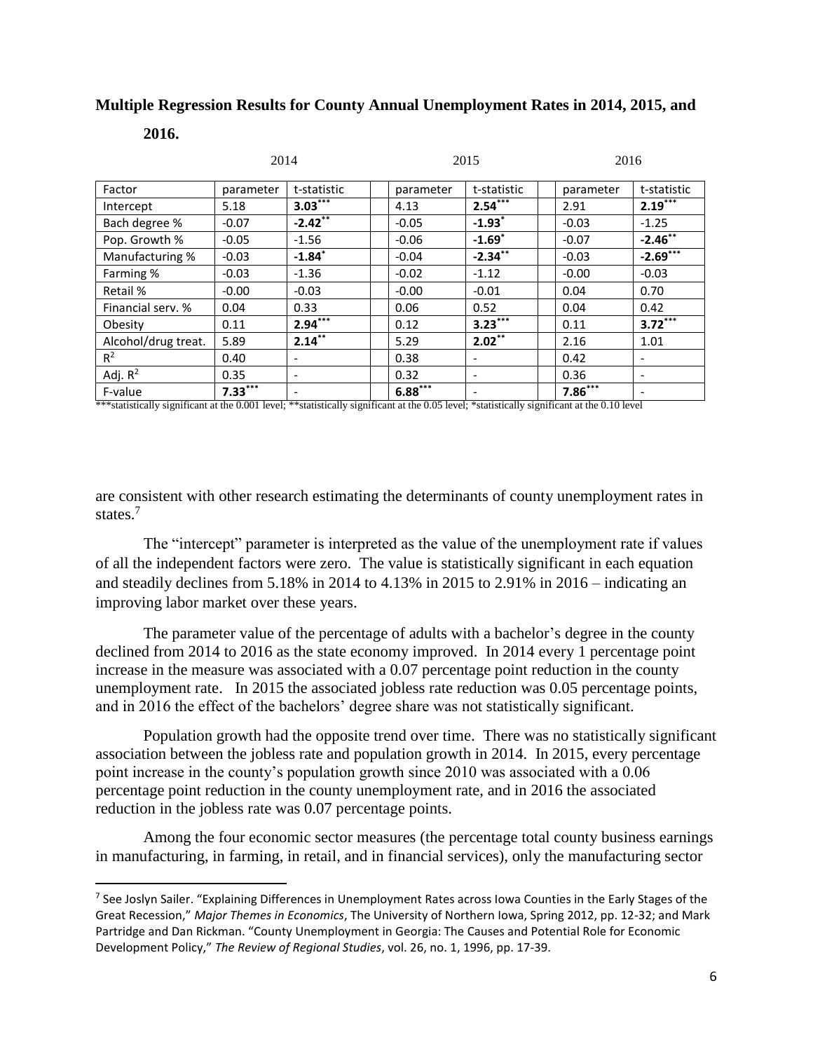**Multiple Regression Results for County Annual Unemployment Rates in 2014, 2015, and 2016.**

| | 2014 | | | 2015 | | | 2016 | |
|---|---|---|---|---|---|---|---|---|
| Factor | parameter | t-statistic | | parameter | t-statistic | | parameter | t-statistic |
| Intercept | 5.18 | **3.03*** | | 4.13 | **2.54*** | | 2.91 | **2.19*** |
| Bach degree % | -0.07 | **-2.42** | | -0.05 | **-1.93** | | -0.03 | -1.25 |
| Pop. Growth % | -0.05 | -1.56 | | -0.06 | **-1.69** | | -0.07 | **-2.46** |
| Manufacturing % | -0.03 | **-1.84** | | -0.04 | **-2.34** | | -0.03 | **-2.69*** |
| Farming % | -0.03 | -1.36 | | -0.02 | -1.12 | | -0.00 | -0.03 |
| Retail % | -0.00 | -0.03 | | -0.00 | -0.01 | | 0.04 | 0.70 |
| Financial serv. % | 0.04 | 0.33 | | 0.06 | 0.52 | | 0.04 | 0.42 |
| Obesity | 0.11 | **2.94*** | | 0.12 | **3.23*** | | 0.11 | **3.72*** |
| Alcohol/drug treat. | 5.89 | **2.14** | | 5.29 | **2.02** | | 2.16 | 1.01 |
| $R^2$ | 0.40 | - | | 0.38 | - | | 0.42 | - |
| Adj. $R^2$ | 0.35 | - | | 0.32 | - | | 0.36 | - |
| F-value | **7.33*** | - | | **6.88*** | - | | **7.86*** | - |

***statistically significant at the 0.001 level; **statistically significant at the 0.05 level; *statistically significant at the 0.10 level

are consistent with other research estimating the determinants of county unemployment rates in states.[7]

The "intercept" parameter is interpreted as the value of the unemployment rate if values of all the independent factors were zero. The value is statistically significant in each equation and steadily declines from 5.18% in 2014 to 4.13% in 2015 to 2.91% in 2016 – indicating an improving labor market over these years.

The parameter value of the percentage of adults with a bachelor's degree in the county declined from 2014 to 2016 as the state economy improved. In 2014 every 1 percentage point increase in the measure was associated with a 0.07 percentage point reduction in the county unemployment rate. In 2015 the associated jobless rate reduction was 0.05 percentage points, and in 2016 the effect of the bachelors' degree share was not statistically significant.

Population growth had the opposite trend over time. There was no statistically significant association between the jobless rate and population growth in 2014. In 2015, every percentage point increase in the county's population growth since 2010 was associated with a 0.06 percentage point reduction in the county unemployment rate, and in 2016 the associated reduction in the jobless rate was 0.07 percentage points.

Among the four economic sector measures (the percentage total county business earnings in manufacturing, in farming, in retail, and in financial services), only the manufacturing sector

---

[7] See Joslyn Sailer. "Explaining Differences in Unemployment Rates across Iowa Counties in the Early Stages of the Great Recession," *Major Themes in Economics*, The University of Northern Iowa, Spring 2012, pp. 12-32; and Mark Partridge and Dan Rickman. "County Unemployment in Georgia: The Causes and Potential Role for Economic Development Policy," *The Review of Regional Studies*, vol. 26, no. 1, 1996, pp. 17-39.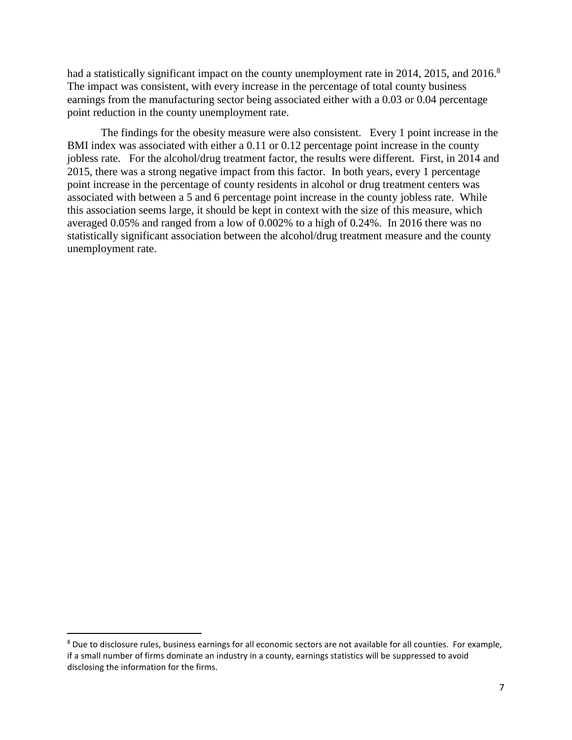had a statistically significant impact on the county unemployment rate in 2014, 2015, and 2016.[8] The impact was consistent, with every increase in the percentage of total county business earnings from the manufacturing sector being associated either with a 0.03 or 0.04 percentage point reduction in the county unemployment rate.

The findings for the obesity measure were also consistent. Every 1 point increase in the BMI index was associated with either a 0.11 or 0.12 percentage point increase in the county jobless rate. For the alcohol/drug treatment factor, the results were different. First, in 2014 and 2015, there was a strong negative impact from this factor. In both years, every 1 percentage point increase in the percentage of county residents in alcohol or drug treatment centers was associated with between a 5 and 6 percentage point increase in the county jobless rate. While this association seems large, it should be kept in context with the size of this measure, which averaged 0.05% and ranged from a low of 0.002% to a high of 0.24%. In 2016 there was no statistically significant association between the alcohol/drug treatment measure and the county unemployment rate.

[8] Due to disclosure rules, business earnings for all economic sectors are not available for all counties. For example, if a small number of firms dominate an industry in a county, earnings statistics will be suppressed to avoid disclosing the information for the firms.